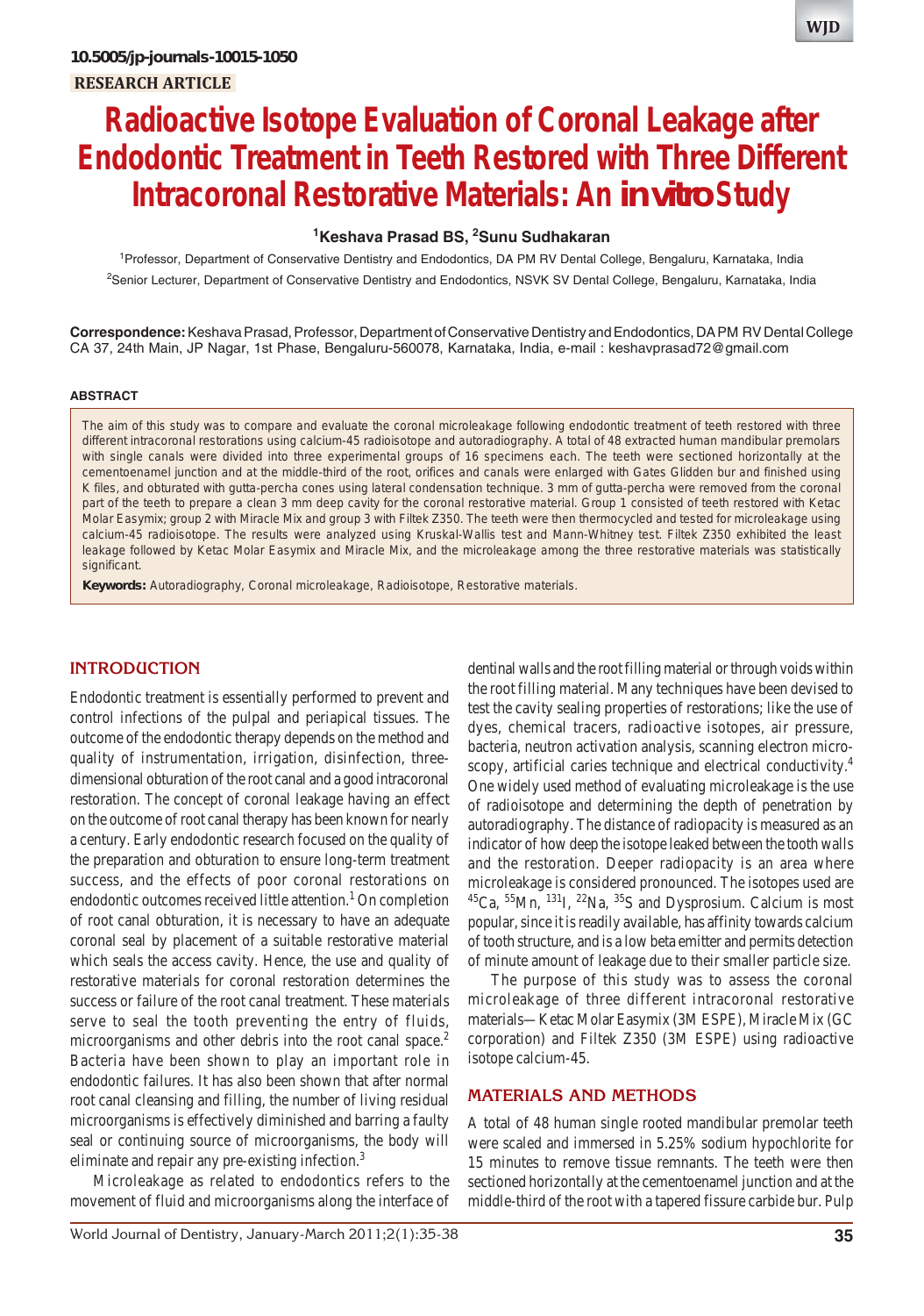10.5005/jp-journals-10015-1050

RESEARCH ARTICLE

# Radioactive Isotope Evaluation of Coronal Leakage after Endodontic Treatment in Teeth Restored with Three Different Intracoronal Restorative Materials: An *in vitro* Study

**[1]Keshava Prasad BS, [2]Sunu Sudhakaran**

[1]Professor, Department of Conservative Dentistry and Endodontics, DA PM RV Dental College, Bengaluru, Karnataka, India

[2]Senior Lecturer, Department of Conservative Dentistry and Endodontics, NSVK SV Dental College, Bengaluru, Karnataka, India

**Correspondence:** Keshava Prasad, Professor, Department of Conservative Dentistry and Endodontics, DA PM RV Dental College CA 37, 24th Main, JP Nagar, 1st Phase, Bengaluru-560078, Karnataka, India, e-mail : keshavprasad72@gmail.com

## ABSTRACT

The aim of this study was to compare and evaluate the coronal microleakage following endodontic treatment of teeth restored with three different intracoronal restorations using calcium-45 radioisotope and autoradiography. A total of 48 extracted human mandibular premolars with single canals were divided into three experimental groups of 16 specimens each. The teeth were sectioned horizontally at the cementoenamel junction and at the middle-third of the root, orifices and canals were enlarged with Gates Glidden bur and finished using K files, and obturated with gutta-percha cones using lateral condensation technique. 3 mm of gutta-percha were removed from the coronal part of the teeth to prepare a clean 3 mm deep cavity for the coronal restorative material. Group 1 consisted of teeth restored with Ketac Molar Easymix; group 2 with Miracle Mix and group 3 with Filtek Z350. The teeth were then thermocycled and tested for microleakage using calcium-45 radioisotope. The results were analyzed using Kruskal-Wallis test and Mann-Whitney test. Filtek Z350 exhibited the least leakage followed by Ketac Molar Easymix and Miracle Mix, and the microleakage among the three restorative materials was statistically significant.

**Keywords:** Autoradiography, Coronal microleakage, Radioisotope, Restorative materials.

## INTRODUCTION

Endodontic treatment is essentially performed to prevent and control infections of the pulpal and periapical tissues. The outcome of the endodontic therapy depends on the method and quality of instrumentation, irrigation, disinfection, three-dimensional obturation of the root canal and a good intracoronal restoration. The concept of coronal leakage having an effect on the outcome of root canal therapy has been known for nearly a century. Early endodontic research focused on the quality of the preparation and obturation to ensure long-term treatment success, and the effects of poor coronal restorations on endodontic outcomes received little attention.[1] On completion of root canal obturation, it is necessary to have an adequate coronal seal by placement of a suitable restorative material which seals the access cavity. Hence, the use and quality of restorative materials for coronal restoration determines the success or failure of the root canal treatment. These materials serve to seal the tooth preventing the entry of fluids, microorganisms and other debris into the root canal space.[2] Bacteria have been shown to play an important role in endodontic failures. It has also been shown that after normal root canal cleansing and filling, the number of living residual microorganisms is effectively diminished and barring a faulty seal or continuing source of microorganisms, the body will eliminate and repair any pre-existing infection.[3]

Microleakage as related to endodontics refers to the movement of fluid and microorganisms along the interface of dentinal walls and the root filling material or through voids within the root filling material. Many techniques have been devised to test the cavity sealing properties of restorations; like the use of dyes, chemical tracers, radioactive isotopes, air pressure, bacteria, neutron activation analysis, scanning electron microscopy, artificial caries technique and electrical conductivity.[4] One widely used method of evaluating microleakage is the use of radioisotope and determining the depth of penetration by autoradiography. The distance of radiopacity is measured as an indicator of how deep the isotope leaked between the tooth walls and the restoration. Deeper radiopacity is an area where microleakage is considered pronounced. The isotopes used are $^{45}Ca$, $^{55}Mn$, $^{131}I$, $^{22}Na$, $^{35}S$ and Dysprosium. Calcium is most popular, since it is readily available, has affinity towards calcium of tooth structure, and is a low beta emitter and permits detection of minute amount of leakage due to their smaller particle size.

The purpose of this study was to assess the coronal microleakage of three different intracoronal restorative materials—Ketac Molar Easymix (3M ESPE), Miracle Mix (GC corporation) and Filtek Z350 (3M ESPE) using radioactive isotope calcium-45.

## MATERIALS AND METHODS

A total of 48 human single rooted mandibular premolar teeth were scaled and immersed in 5.25% sodium hypochlorite for 15 minutes to remove tissue remnants. The teeth were then sectioned horizontally at the cementoenamel junction and at the middle-third of the root with a tapered fissure carbide bur. Pulp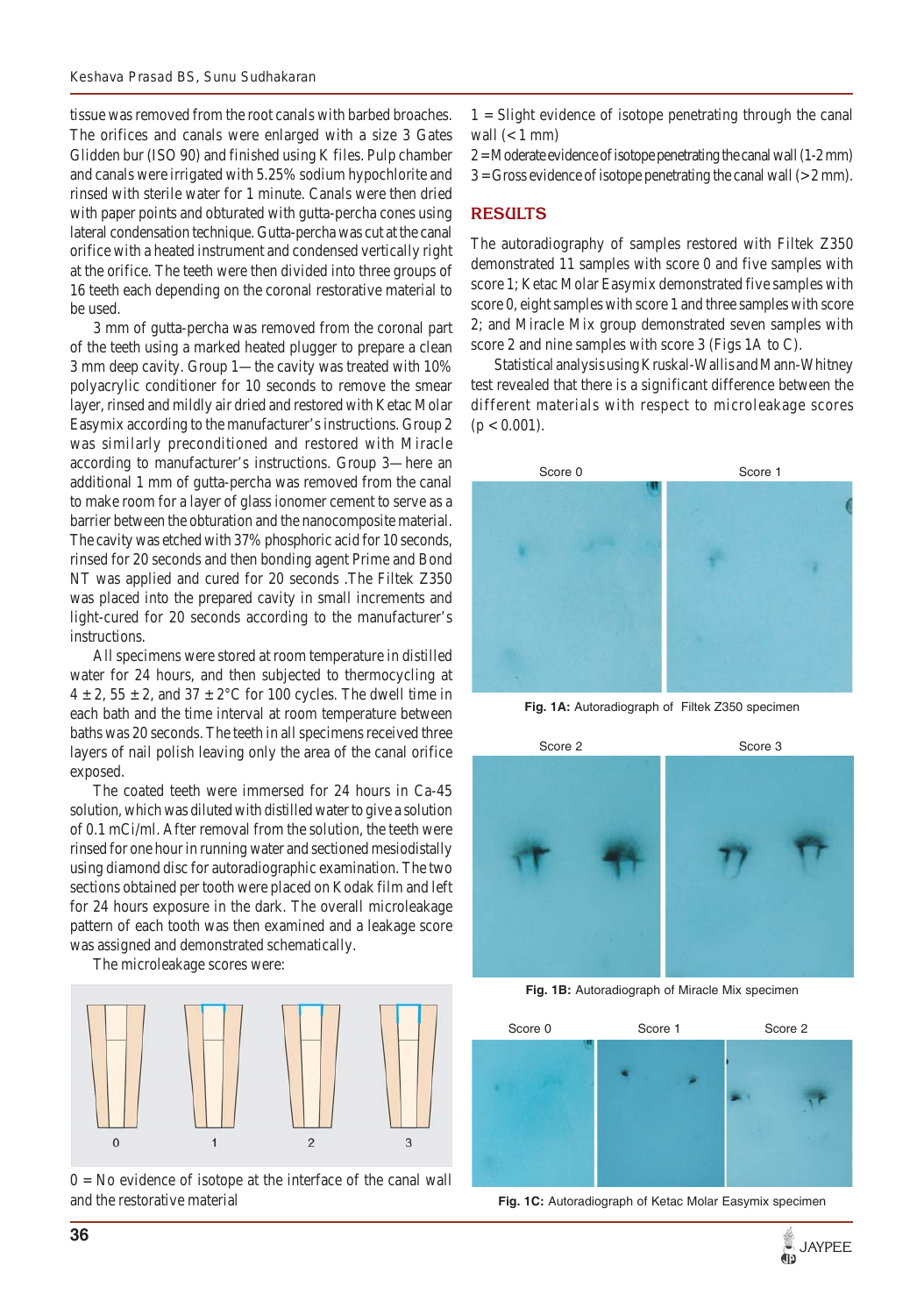tissue was removed from the root canals with barbed broaches. The orifices and canals were enlarged with a size 3 Gates Glidden bur (ISO 90) and finished using K files. Pulp chamber and canals were irrigated with 5.25% sodium hypochlorite and rinsed with sterile water for 1 minute. Canals were then dried with paper points and obturated with gutta-percha cones using lateral condensation technique. Gutta-percha was cut at the canal orifice with a heated instrument and condensed vertically right at the orifice. The teeth were then divided into three groups of 16 teeth each depending on the coronal restorative material to be used.

3 mm of gutta-percha was removed from the coronal part of the teeth using a marked heated plugger to prepare a clean 3 mm deep cavity. Group 1—the cavity was treated with 10% polyacrylic conditioner for 10 seconds to remove the smear layer, rinsed and mildly air dried and restored with Ketac Molar Easymix according to the manufacturer's instructions. Group 2 was similarly preconditioned and restored with Miracle according to manufacturer's instructions. Group 3—here an additional 1 mm of gutta-percha was removed from the canal to make room for a layer of glass ionomer cement to serve as a barrier between the obturation and the nanocomposite material. The cavity was etched with 37% phosphoric acid for 10 seconds, rinsed for 20 seconds and then bonding agent Prime and Bond NT was applied and cured for 20 seconds .The Filtek Z350 was placed into the prepared cavity in small increments and light-cured for 20 seconds according to the manufacturer's instructions.

All specimens were stored at room temperature in distilled water for 24 hours, and then subjected to thermocycling at $4 \pm 2$, $55 \pm 2$, and $37 \pm 2$°C for 100 cycles. The dwell time in each bath and the time interval at room temperature between baths was 20 seconds. The teeth in all specimens received three layers of nail polish leaving only the area of the canal orifice exposed.

The coated teeth were immersed for 24 hours in Ca-45 solution, which was diluted with distilled water to give a solution of 0.1 mCi/ml. After removal from the solution, the teeth were rinsed for one hour in running water and sectioned mesiodistally using diamond disc for autoradiographic examination. The two sections obtained per tooth were placed on Kodak film and left for 24 hours exposure in the dark. The overall microleakage pattern of each tooth was then examined and a leakage score was assigned and demonstrated schematically.

The microleakage scores were:

0 = No evidence of isotope at the interface of the canal wall and the restorative material

1 = Slight evidence of isotope penetrating through the canal wall (< 1 mm)

2 = Moderate evidence of isotope penetrating the canal wall (1-2 mm)

3 = Gross evidence of isotope penetrating the canal wall (> 2 mm).

## RESULTS

The autoradiography of samples restored with Filtek Z350 demonstrated 11 samples with score 0 and five samples with score 1; Ketac Molar Easymix demonstrated five samples with score 0, eight samples with score 1 and three samples with score 2; and Miracle Mix group demonstrated seven samples with score 2 and nine samples with score 3 (Figs 1A to C).

Statistical analysis using Kruskal-Wallis and Mann-Whitney test revealed that there is a significant difference between the different materials with respect to microleakage scores ($p < 0.001$).

**Fig. 1A:** Autoradiograph of Filtek Z350 specimen

**Fig. 1B:** Autoradiograph of Miracle Mix specimen

**Fig. 1C:** Autoradiograph of Ketac Molar Easymix specimen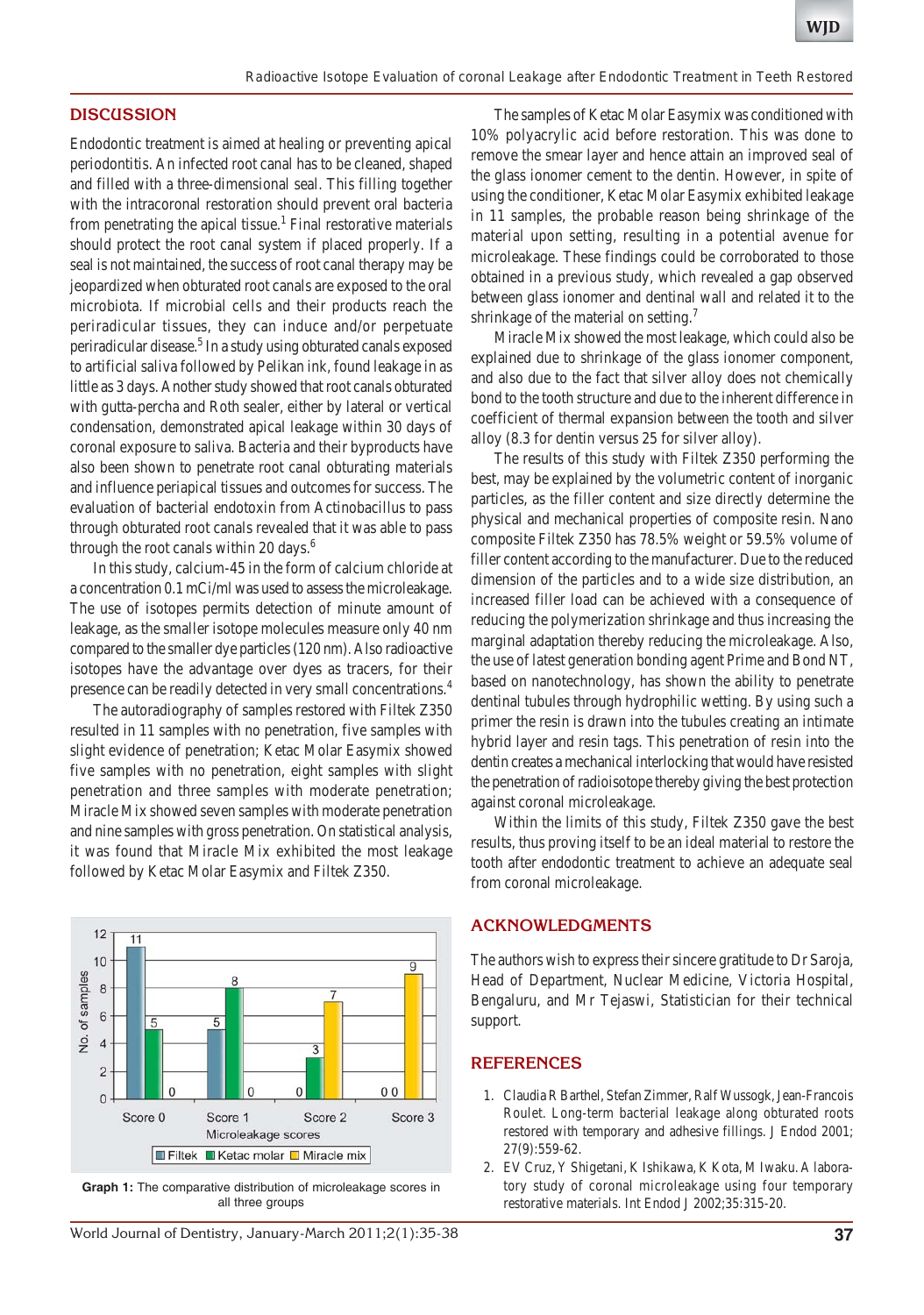## DISCUSSION

Endodontic treatment is aimed at healing or preventing apical periodontitis. An infected root canal has to be cleaned, shaped and filled with a three-dimensional seal. This filling together with the intracoronal restoration should prevent oral bacteria from penetrating the apical tissue.[1] Final restorative materials should protect the root canal system if placed properly. If a seal is not maintained, the success of root canal therapy may be jeopardized when obturated root canals are exposed to the oral microbiota. If microbial cells and their products reach the periradicular tissues, they can induce and/or perpetuate periradicular disease.[5] In a study using obturated canals exposed to artificial saliva followed by Pelikan ink, found leakage in as little as 3 days. Another study showed that root canals obturated with gutta-percha and Roth sealer, either by lateral or vertical condensation, demonstrated apical leakage within 30 days of coronal exposure to saliva. Bacteria and their byproducts have also been shown to penetrate root canal obturating materials and influence periapical tissues and outcomes for success. The evaluation of bacterial endotoxin from Actinobacillus to pass through obturated root canals revealed that it was able to pass through the root canals within 20 days.[6]

In this study, calcium-45 in the form of calcium chloride at a concentration 0.1 mCi/ml was used to assess the microleakage. The use of isotopes permits detection of minute amount of leakage, as the smaller isotope molecules measure only 40 nm compared to the smaller dye particles (120 nm). Also radioactive isotopes have the advantage over dyes as tracers, for their presence can be readily detected in very small concentrations.[4]

The autoradiography of samples restored with Filtek Z350 resulted in 11 samples with no penetration, five samples with slight evidence of penetration; Ketac Molar Easymix showed five samples with no penetration, eight samples with slight penetration and three samples with moderate penetration; Miracle Mix showed seven samples with moderate penetration and nine samples with gross penetration. On statistical analysis, it was found that Miracle Mix exhibited the most leakage followed by Ketac Molar Easymix and Filtek Z350.

| Microleakage scores | Filtek | Ketac molar | Miracle mix |
|---|---|---|---|
| Score 0 | 11 | 5 | 0 |
| Score 1 | 5 | 8 | 0 |
| Score 2 | 0 | 3 | 7 |
| Score 3 | 0 | 0 | 9 |

**Graph 1:** The comparative distribution of microleakage scores in all three groups

The samples of Ketac Molar Easymix was conditioned with 10% polyacrylic acid before restoration. This was done to remove the smear layer and hence attain an improved seal of the glass ionomer cement to the dentin. However, in spite of using the conditioner, Ketac Molar Easymix exhibited leakage in 11 samples, the probable reason being shrinkage of the material upon setting, resulting in a potential avenue for microleakage. These findings could be corroborated to those obtained in a previous study, which revealed a gap observed between glass ionomer and dentinal wall and related it to the shrinkage of the material on setting.[7]

Miracle Mix showed the most leakage, which could also be explained due to shrinkage of the glass ionomer component, and also due to the fact that silver alloy does not chemically bond to the tooth structure and due to the inherent difference in coefficient of thermal expansion between the tooth and silver alloy (8.3 for dentin versus 25 for silver alloy).

The results of this study with Filtek Z350 performing the best, may be explained by the volumetric content of inorganic particles, as the filler content and size directly determine the physical and mechanical properties of composite resin. Nano composite Filtek Z350 has 78.5% weight or 59.5% volume of filler content according to the manufacturer. Due to the reduced dimension of the particles and to a wide size distribution, an increased filler load can be achieved with a consequence of reducing the polymerization shrinkage and thus increasing the marginal adaptation thereby reducing the microleakage. Also, the use of latest generation bonding agent Prime and Bond NT, based on nanotechnology, has shown the ability to penetrate dentinal tubules through hydrophilic wetting. By using such a primer the resin is drawn into the tubules creating an intimate hybrid layer and resin tags. This penetration of resin into the dentin creates a mechanical interlocking that would have resisted the penetration of radioisotope thereby giving the best protection against coronal microleakage.

Within the limits of this study, Filtek Z350 gave the best results, thus proving itself to be an ideal material to restore the tooth after endodontic treatment to achieve an adequate seal from coronal microleakage.

## ACKNOWLEDGMENTS

The authors wish to express their sincere gratitude to Dr Saroja, Head of Department, Nuclear Medicine, Victoria Hospital, Bengaluru, and Mr Tejaswi, Statistician for their technical support.

## REFERENCES

1. Claudia R Barthel, Stefan Zimmer, Ralf Wussogk, Jean-Francois Roulet. Long-term bacterial leakage along obturated roots restored with temporary and adhesive fillings. J Endod 2001; 27(9):559-62.
2. EV Cruz, Y Shigetani, K Ishikawa, K Kota, M Iwaku. A laboratory study of coronal microleakage using four temporary restorative materials. Int Endod J 2002;35:315-20.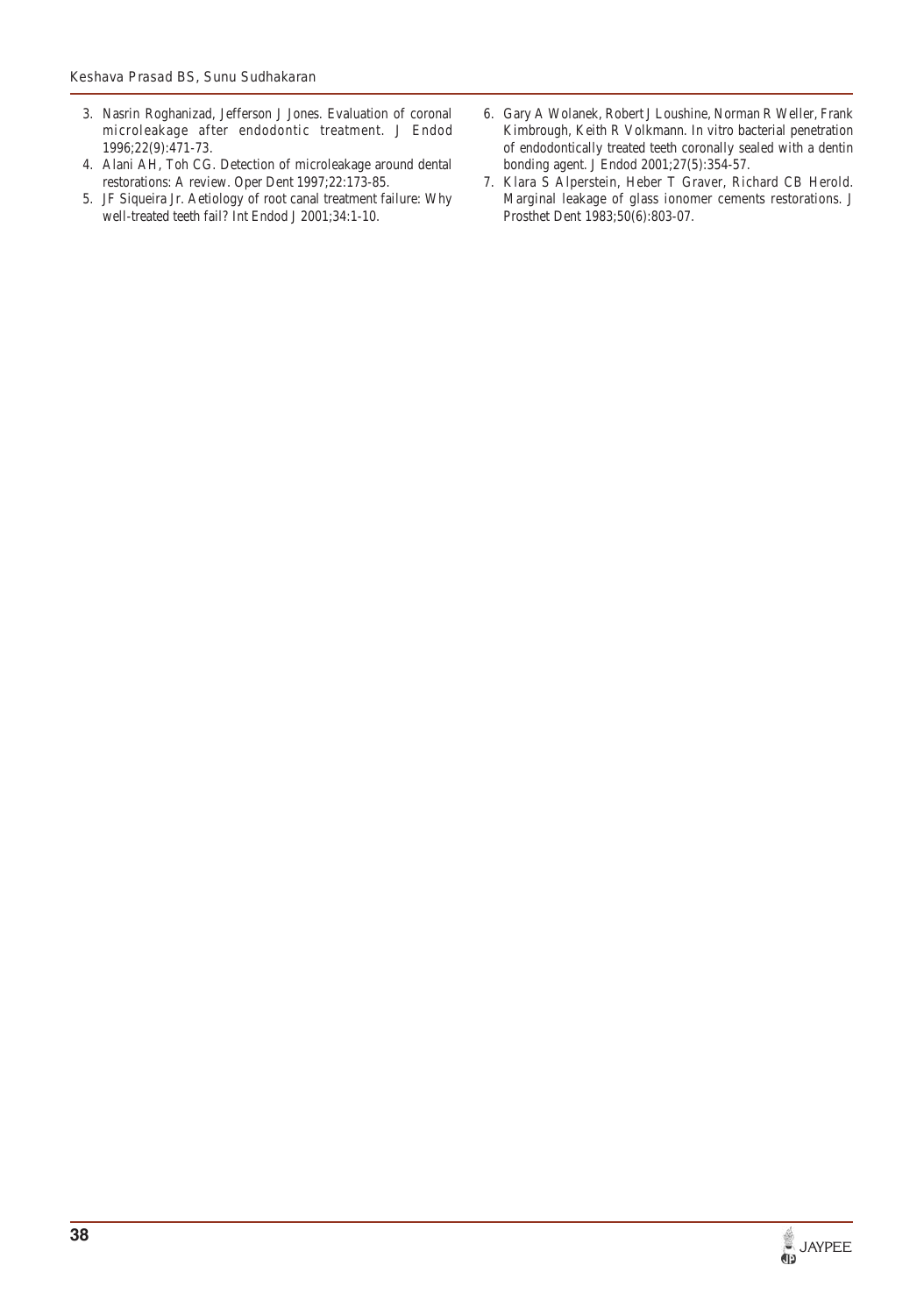3. Nasrin Roghanizad, Jefferson J Jones. Evaluation of coronal microleakage after endodontic treatment. J Endod 1996;22(9):471-73.
4. Alani AH, Toh CG. Detection of microleakage around dental restorations: A review. Oper Dent 1997;22:173-85.
5. JF Siqueira Jr. Aetiology of root canal treatment failure: Why well-treated teeth fail? Int Endod J 2001;34:1-10.
6. Gary A Wolanek, Robert J Loushine, Norman R Weller, Frank Kimbrough, Keith R Volkmann. In vitro bacterial penetration of endodontically treated teeth coronally sealed with a dentin bonding agent. J Endod 2001;27(5):354-57.
7. Klara S Alperstein, Heber T Graver, Richard CB Herold. Marginal leakage of glass ionomer cements restorations. J Prosthet Dent 1983;50(6):803-07.